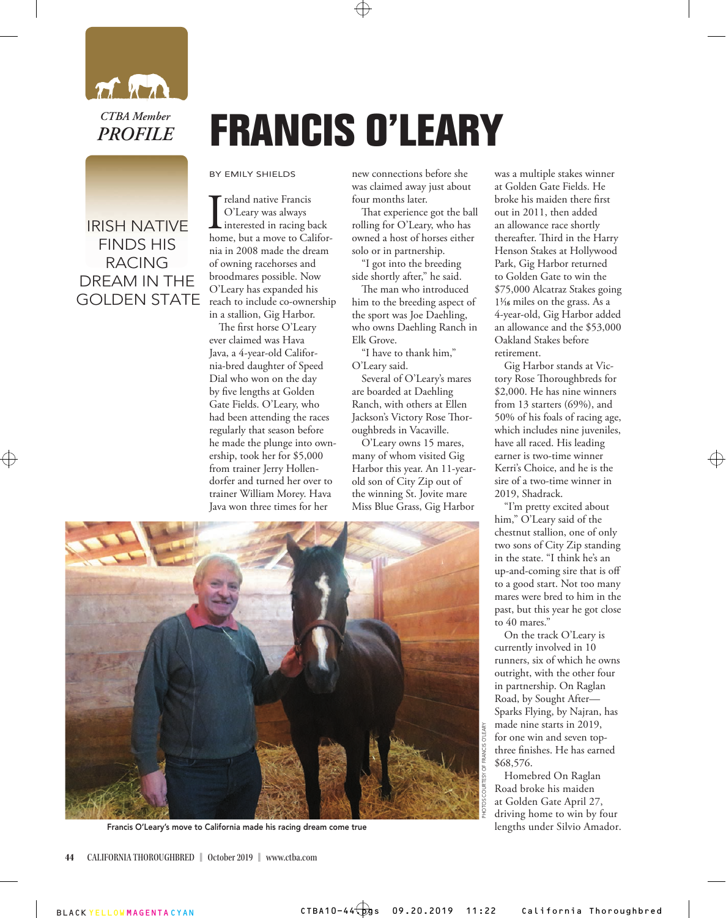*CTBA Member*
*PROFILE*

# FRANCIS O'LEARY

IRISH NATIVE FINDS HIS RACING DREAM IN THE GOLDEN STATE

BY EMILY SHIELDS

Ireland native Francis O'Leary was always interested in racing back home, but a move to California in 2008 made the dream of owning racehorses and broodmares possible. Now O'Leary has expanded his reach to include co-ownership in a stallion, Gig Harbor.

The first horse O'Leary ever claimed was Hava Java, a 4-year-old California-bred daughter of Speed Dial who won on the day by five lengths at Golden Gate Fields. O'Leary, who had been attending the races regularly that season before he made the plunge into ownership, took her for $5,000 from trainer Jerry Hollendorfer and turned her over to trainer William Morey. Hava Java won three times for her new connections before she was claimed away just about four months later.

That experience got the ball rolling for O'Leary, who has owned a host of horses either solo or in partnership.

"I got into the breeding side shortly after," he said.

The man who introduced him to the breeding aspect of the sport was Joe Daehling, who owns Daehling Ranch in Elk Grove.

"I have to thank him," O'Leary said.

Several of O'Leary's mares are boarded at Daehling Ranch, with others at Ellen Jackson's Victory Rose Thoroughbreds in Vacaville.

O'Leary owns 15 mares, many of whom visited Gig Harbor this year. An 11-year-old son of City Zip out of the winning St. Jovite mare Miss Blue Grass, Gig Harbor was a multiple stakes winner at Golden Gate Fields. He broke his maiden there first out in 2011, then added an allowance race shortly thereafter. Third in the Harry Henson Stakes at Hollywood Park, Gig Harbor returned to Golden Gate to win the $75,000 Alcatraz Stakes going 1$\frac{1}{16}$ miles on the grass. As a 4-year-old, Gig Harbor added an allowance and the $53,000 Oakland Stakes before retirement.

Gig Harbor stands at Victory Rose Thoroughbreds for $2,000. He has nine winners from 13 starters (69%), and 50% of his foals of racing age, which includes nine juveniles, have all raced. His leading earner is two-time winner Kerri's Choice, and he is the sire of a two-time winner in 2019, Shadrack.

"I'm pretty excited about him," O'Leary said of the chestnut stallion, one of only two sons of City Zip standing in the state. "I think he's an up-and-coming sire that is off to a good start. Not too many mares were bred to him in the past, but this year he got close to 40 mares."

On the track O'Leary is currently involved in 10 runners, six of which he owns outright, with the other four in partnership. On Raglan Road, by Sought After—Sparks Flying, by Najran, has made nine starts in 2019, for one win and seven top-three finishes. He has earned $68,576.

Homebred On Raglan Road broke his maiden at Golden Gate April 27, driving home to win by four lengths under Silvio Amador.

PHOTOS COURTESY OF FRANCIS O'LEARY

Francis O'Leary's move to California made his racing dream come true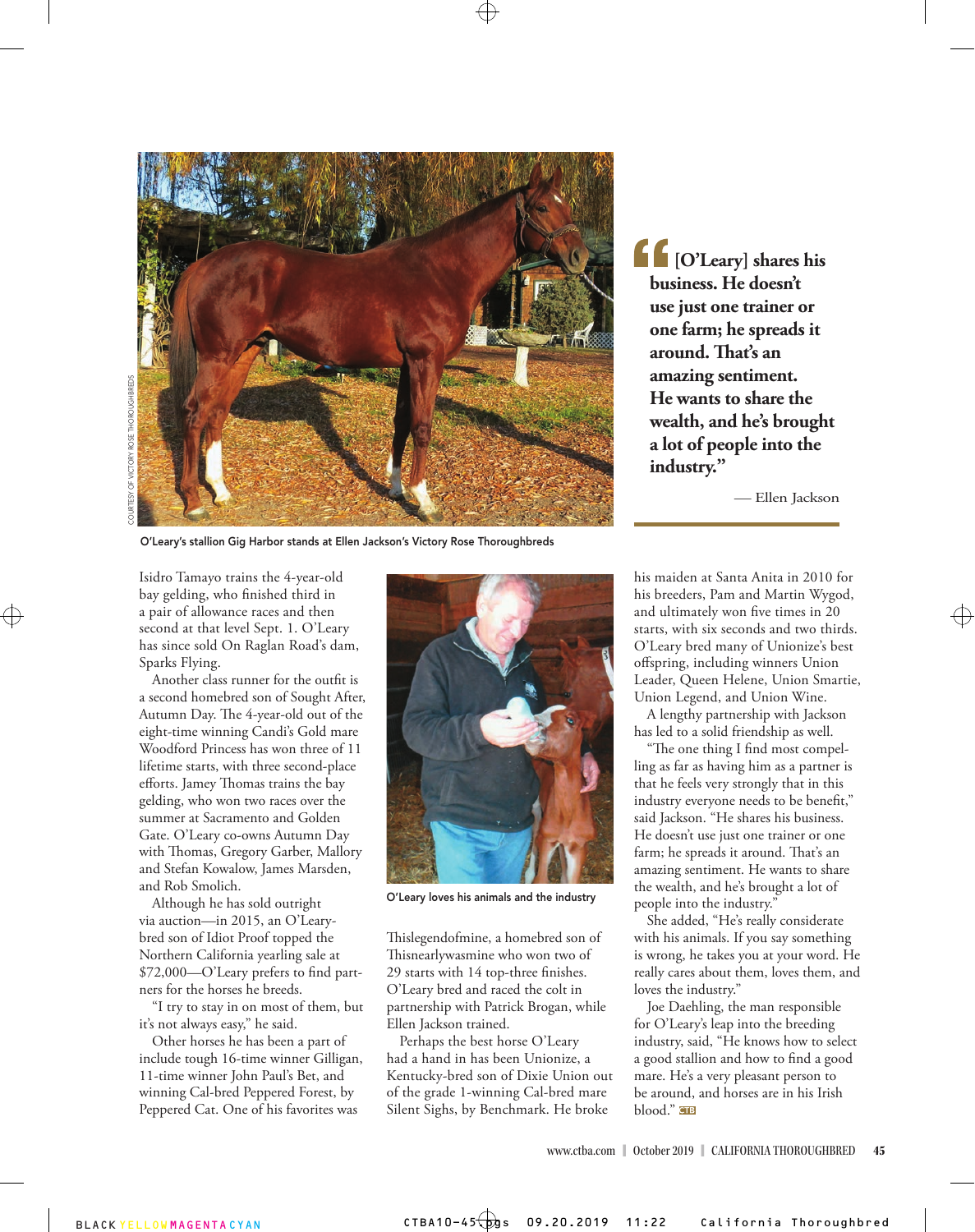O'Leary's stallion Gig Harbor stands at Ellen Jackson's Victory Rose Thoroughbreds

> "[O'Leary] shares his business. He doesn't use just one trainer or one farm; he spreads it around. That's an amazing sentiment. He wants to share the wealth, and he's brought a lot of people into the industry."
>
> — Ellen Jackson

Isidro Tamayo trains the 4-year-old bay gelding, who finished third in a pair of allowance races and then second at that level Sept. 1. O'Leary has since sold On Raglan Road's dam, Sparks Flying.

Another class runner for the outfit is a second homebred son of Sought After, Autumn Day. The 4-year-old out of the eight-time winning Candi's Gold mare Woodford Princess has won three of 11 lifetime starts, with three second-place efforts. Jamey Thomas trains the bay gelding, who won two races over the summer at Sacramento and Golden Gate. O'Leary co-owns Autumn Day with Thomas, Gregory Garber, Mallory and Stefan Kowalow, James Marsden, and Rob Smolich.

Although he has sold outright via auction—in 2015, an O'Leary-bred son of Idiot Proof topped the Northern California yearling sale at $72,000—O'Leary prefers to find partners for the horses he breeds.

"I try to stay in on most of them, but it's not always easy," he said.

Other horses he has been a part of include tough 16-time winner Gilligan, 11-time winner John Paul's Bet, and winning Cal-bred Peppered Forest, by Peppered Cat. One of his favorites was Thislegendofmine, a homebred son of Thisnearlywasmine who won two of 29 starts with 14 top-three finishes. O'Leary bred and raced the colt in partnership with Patrick Brogan, while Ellen Jackson trained.

O'Leary loves his animals and the industry

Perhaps the best horse O'Leary had a hand in has been Unionize, a Kentucky-bred son of Dixie Union out of the grade 1-winning Cal-bred mare Silent Sighs, by Benchmark. He broke his maiden at Santa Anita in 2010 for his breeders, Pam and Martin Wygod, and ultimately won five times in 20 starts, with six seconds and two thirds. O'Leary bred many of Unionize's best offspring, including winners Union Leader, Queen Helene, Union Smartie, Union Legend, and Union Wine.

A lengthy partnership with Jackson has led to a solid friendship as well.

"The one thing I find most compelling as far as having him as a partner is that he feels very strongly that in this industry everyone needs to be benefit," said Jackson. "He shares his business. He doesn't use just one trainer or one farm; he spreads it around. That's an amazing sentiment. He wants to share the wealth, and he's brought a lot of people into the industry."

She added, "He's really considerate with his animals. If you say something is wrong, he takes you at your word. He really cares about them, loves them, and loves the industry."

Joe Daehling, the man responsible for O'Leary's leap into the breeding industry, said, "He knows how to select a good stallion and how to find a good mare. He's a very pleasant person to be around, and horses are in his Irish blood." CTB